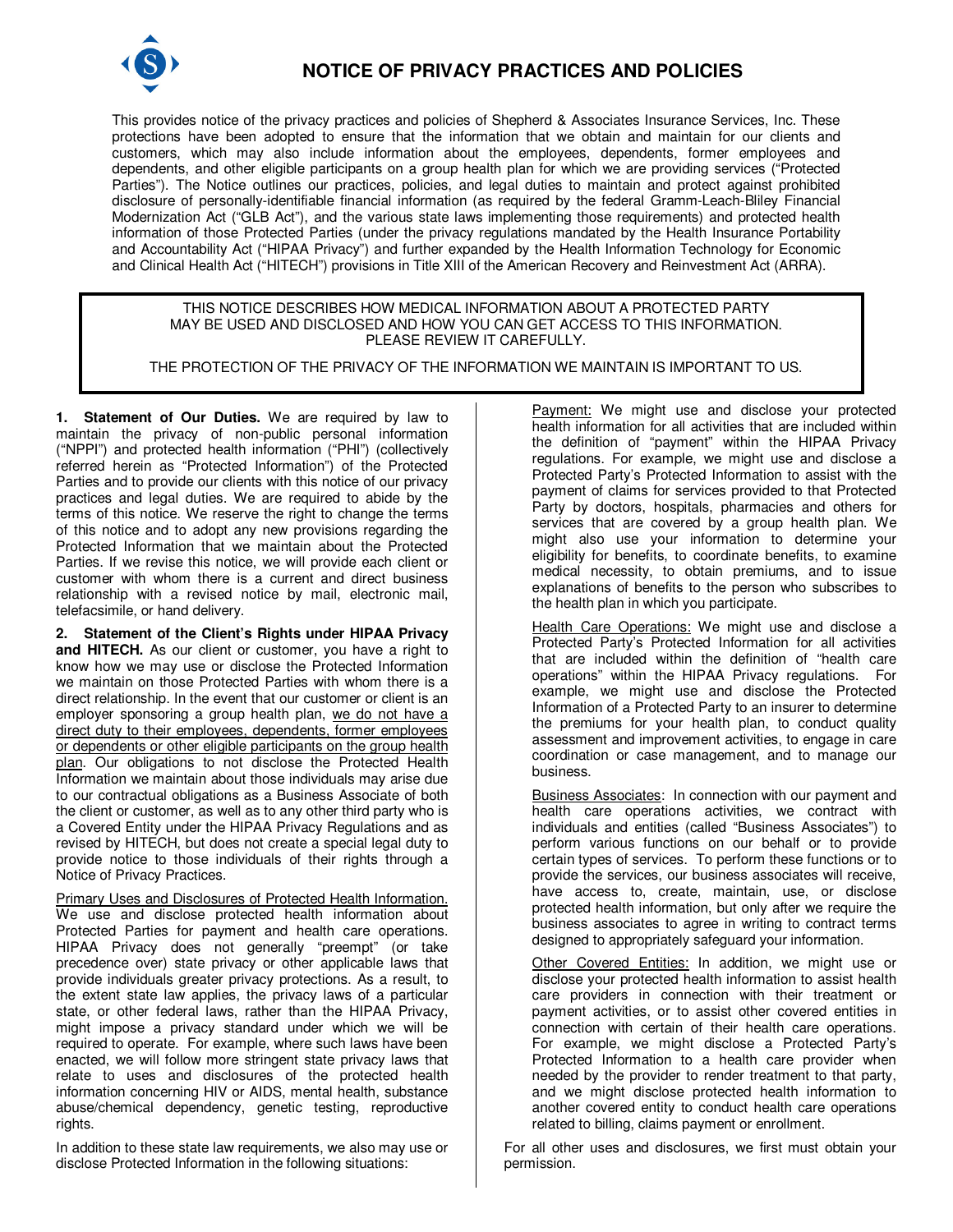# NOTICE OF PRIVACY PRACTICES AND POLICIES

This provides notice of the privacy practices and policies of Shepherd & Associates Insurance Services, Inc. These protections have been adopted to ensure that the information that we obtain and maintain for our clients and customers, which may also include information about the employees, dependents, former employees and dependents, and other eligible participants on a group health plan for which we are providing services ("Protected Parties"). The Notice outlines our practices, policies, and legal duties to maintain and protect against prohibited disclosure of personally-identifiable financial information (as required by the federal Gramm-Leach-Bliley Financial Modernization Act ("GLB Act"), and the various state laws implementing those requirements) and protected health information of those Protected Parties (under the privacy regulations mandated by the Health Insurance Portability and Accountability Act ("HIPAA Privacy") and further expanded by the Health Information Technology for Economic and Clinical Health Act ("HITECH") provisions in Title XIII of the American Recovery and Reinvestment Act (ARRA).

> THIS NOTICE DESCRIBES HOW MEDICAL INFORMATION ABOUT A PROTECTED PARTY MAY BE USED AND DISCLOSED AND HOW YOU CAN GET ACCESS TO THIS INFORMATION. PLEASE REVIEW IT CAREFULLY.
>
> THE PROTECTION OF THE PRIVACY OF THE INFORMATION WE MAINTAIN IS IMPORTANT TO US.

**1. Statement of Our Duties.** We are required by law to maintain the privacy of non-public personal information ("NPPI") and protected health information ("PHI") (collectively referred herein as "Protected Information") of the Protected Parties and to provide our clients with this notice of our privacy practices and legal duties. We are required to abide by the terms of this notice. We reserve the right to change the terms of this notice and to adopt any new provisions regarding the Protected Information that we maintain about the Protected Parties. If we revise this notice, we will provide each client or customer with whom there is a current and direct business relationship with a revised notice by mail, electronic mail, telefacsimile, or hand delivery.

**2. Statement of the Client's Rights under HIPAA Privacy and HITECH.** As our client or customer, you have a right to know how we may use or disclose the Protected Information we maintain on those Protected Parties with whom there is a direct relationship. In the event that our customer or client is an employer sponsoring a group health plan, <u>we do not have a direct duty to their employees, dependents, former employees or dependents or other eligible participants on the group health plan</u>. Our obligations to not disclose the Protected Health Information we maintain about those individuals may arise due to our contractual obligations as a Business Associate of both the client or customer, as well as to any other third party who is a Covered Entity under the HIPAA Privacy Regulations and as revised by HITECH, but does not create a special legal duty to provide notice to those individuals of their rights through a Notice of Privacy Practices.

<u>Primary Uses and Disclosures of Protected Health Information.</u> We use and disclose protected health information about Protected Parties for payment and health care operations. HIPAA Privacy does not generally "preempt" (or take precedence over) state privacy or other applicable laws that provide individuals greater privacy protections. As a result, to the extent state law applies, the privacy laws of a particular state, or other federal laws, rather than the HIPAA Privacy, might impose a privacy standard under which we will be required to operate. For example, where such laws have been enacted, we will follow more stringent state privacy laws that relate to uses and disclosures of the protected health information concerning HIV or AIDS, mental health, substance abuse/chemical dependency, genetic testing, reproductive rights.

In addition to these state law requirements, we also may use or disclose Protected Information in the following situations:

<u>Payment:</u> We might use and disclose your protected health information for all activities that are included within the definition of "payment" within the HIPAA Privacy regulations. For example, we might use and disclose a Protected Party's Protected Information to assist with the payment of claims for services provided to that Protected Party by doctors, hospitals, pharmacies and others for services that are covered by a group health plan. We might also use your information to determine your eligibility for benefits, to coordinate benefits, to examine medical necessity, to obtain premiums, and to issue explanations of benefits to the person who subscribes to the health plan in which you participate.

<u>Health Care Operations:</u> We might use and disclose a Protected Party's Protected Information for all activities that are included within the definition of "health care operations" within the HIPAA Privacy regulations. For example, we might use and disclose the Protected Information of a Protected Party to an insurer to determine the premiums for your health plan, to conduct quality assessment and improvement activities, to engage in care coordination or case management, and to manage our business.

<u>Business Associates</u>: In connection with our payment and health care operations activities, we contract with individuals and entities (called "Business Associates") to perform various functions on our behalf or to provide certain types of services. To perform these functions or to provide the services, our business associates will receive, have access to, create, maintain, use, or disclose protected health information, but only after we require the business associates to agree in writing to contract terms designed to appropriately safeguard your information.

<u>Other Covered Entities:</u> In addition, we might use or disclose your protected health information to assist health care providers in connection with their treatment or payment activities, or to assist other covered entities in connection with certain of their health care operations. For example, we might disclose a Protected Party's Protected Information to a health care provider when needed by the provider to render treatment to that party, and we might disclose protected health information to another covered entity to conduct health care operations related to billing, claims payment or enrollment.

For all other uses and disclosures, we first must obtain your permission.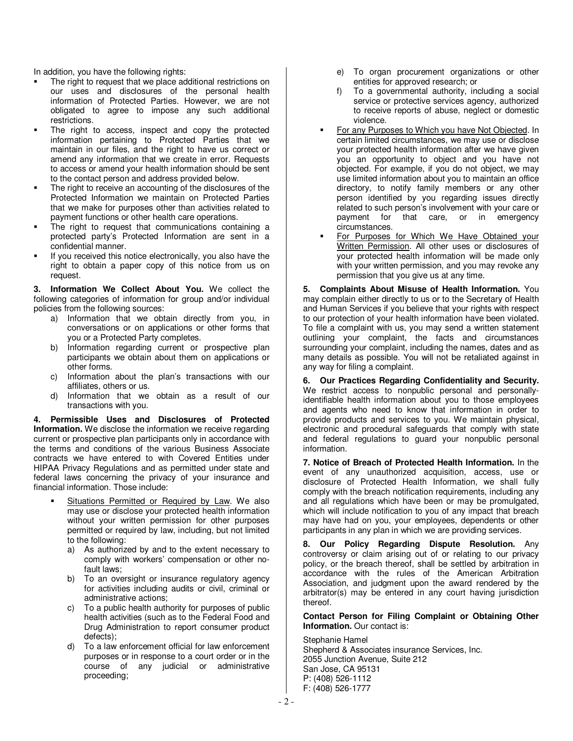In addition, you have the following rights:

- The right to request that we place additional restrictions on our uses and disclosures of the personal health information of Protected Parties. However, we are not obligated to agree to impose any such additional restrictions.
- The right to access, inspect and copy the protected information pertaining to Protected Parties that we maintain in our files, and the right to have us correct or amend any information that we create in error. Requests to access or amend your health information should be sent to the contact person and address provided below.
- The right to receive an accounting of the disclosures of the Protected Information we maintain on Protected Parties that we make for purposes other than activities related to payment functions or other health care operations.
- The right to request that communications containing a protected party's Protected Information are sent in a confidential manner.
- If you received this notice electronically, you also have the right to obtain a paper copy of this notice from us on request.

**3. Information We Collect About You.** We collect the following categories of information for group and/or individual policies from the following sources:

a) Information that we obtain directly from you, in conversations or on applications or other forms that you or a Protected Party completes.
b) Information regarding current or prospective plan participants we obtain about them on applications or other forms.
c) Information about the plan's transactions with our affiliates, others or us.
d) Information that we obtain as a result of our transactions with you.

**4. Permissible Uses and Disclosures of Protected Information.** We disclose the information we receive regarding current or prospective plan participants only in accordance with the terms and conditions of the various Business Associate contracts we have entered to with Covered Entities under HIPAA Privacy Regulations and as permitted under state and federal laws concerning the privacy of your insurance and financial information. Those include:

- <u>Situations Permitted or Required by Law</u>. We also may use or disclose your protected health information without your written permission for other purposes permitted or required by law, including, but not limited to the following:
  a) As authorized by and to the extent necessary to comply with workers' compensation or other no-fault laws;
  b) To an oversight or insurance regulatory agency for activities including audits or civil, criminal or administrative actions;
  c) To a public health authority for purposes of public health activities (such as to the Federal Food and Drug Administration to report consumer product defects);
  d) To a law enforcement official for law enforcement purposes or in response to a court order or in the course of any judicial or administrative proceeding;
  e) To organ procurement organizations or other entities for approved research; or
  f) To a governmental authority, including a social service or protective services agency, authorized to receive reports of abuse, neglect or domestic violence.
- <u>For any Purposes to Which you have Not Objected</u>. In certain limited circumstances, we may use or disclose your protected health information after we have given you an opportunity to object and you have not objected. For example, if you do not object, we may use limited information about you to maintain an office directory, to notify family members or any other person identified by you regarding issues directly related to such person's involvement with your care or payment for that care, or in emergency circumstances.
- <u>For Purposes for Which We Have Obtained your Written Permission</u>. All other uses or disclosures of your protected health information will be made only with your written permission, and you may revoke any permission that you give us at any time.

**5. Complaints About Misuse of Health Information.** You may complain either directly to us or to the Secretary of Health and Human Services if you believe that your rights with respect to our protection of your health information have been violated. To file a complaint with us, you may send a written statement outlining your complaint, the facts and circumstances surrounding your complaint, including the names, dates and as many details as possible. You will not be retaliated against in any way for filing a complaint.

**6. Our Practices Regarding Confidentiality and Security.** We restrict access to nonpublic personal and personally-identifiable health information about you to those employees and agents who need to know that information in order to provide products and services to you. We maintain physical, electronic and procedural safeguards that comply with state and federal regulations to guard your nonpublic personal information.

**7. Notice of Breach of Protected Health Information.** In the event of any unauthorized acquisition, access, use or disclosure of Protected Health Information, we shall fully comply with the breach notification requirements, including any and all regulations which have been or may be promulgated, which will include notification to you of any impact that breach may have had on you, your employees, dependents or other participants in any plan in which we are providing services.

**8. Our Policy Regarding Dispute Resolution.** Any controversy or claim arising out of or relating to our privacy policy, or the breach thereof, shall be settled by arbitration in accordance with the rules of the American Arbitration Association, and judgment upon the award rendered by the arbitrator(s) may be entered in any court having jurisdiction thereof.

**Contact Person for Filing Complaint or Obtaining Other Information.** Our contact is:

Stephanie Hamel
Shepherd & Associates insurance Services, Inc.
2055 Junction Avenue, Suite 212
San Jose, CA 95131
P: (408) 526-1112
F: (408) 526-1777